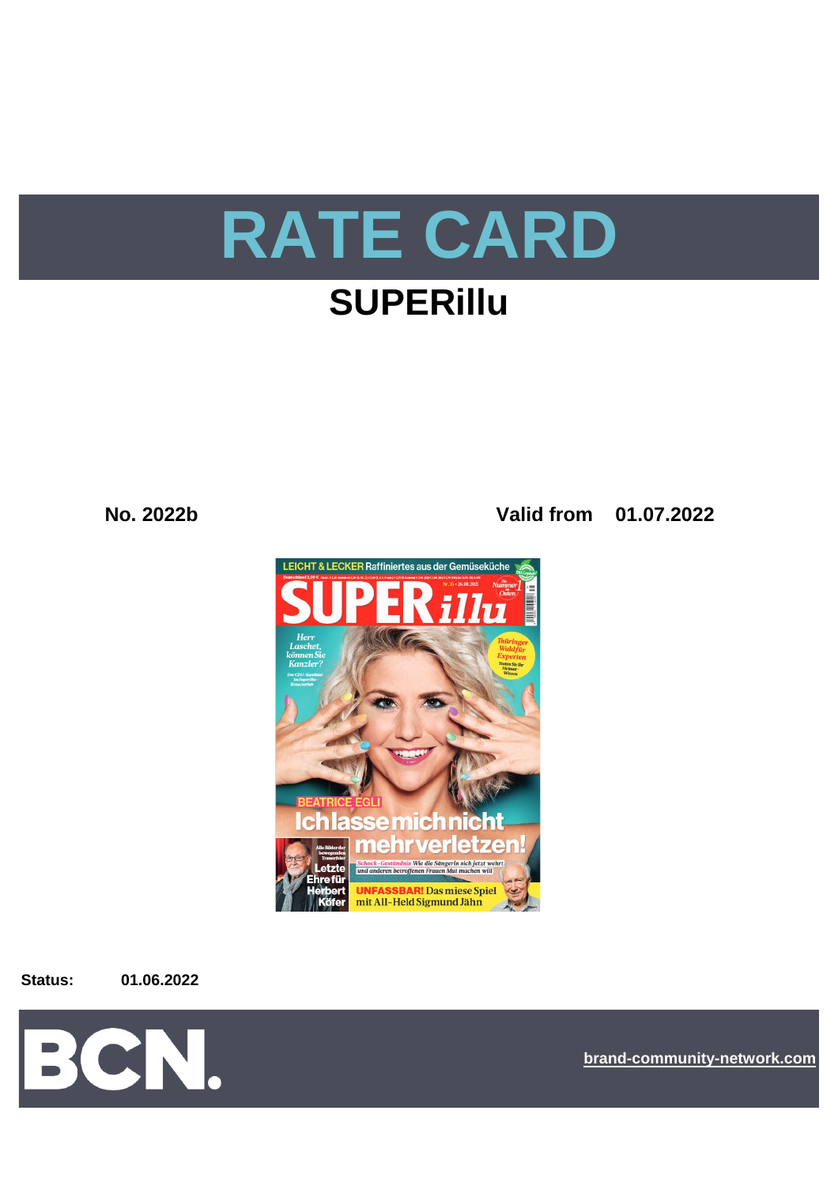# RATE CARD

## SUPERillu

**No. 2022b** **Valid from 01.07.2022**

**Status:** **01.06.2022**

BCN.

brand-community-network.com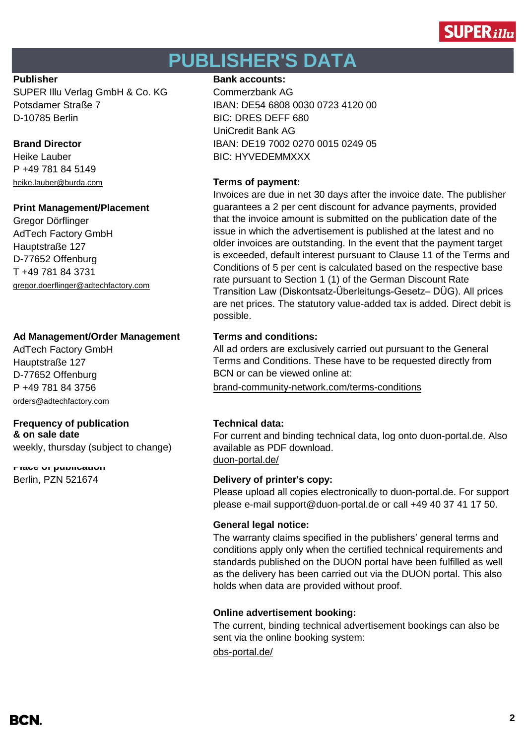# PUBLISHER'S DATA

**Publisher**
SUPER Illu Verlag GmbH & Co. KG
Potsdamer Straße 7
D-10785 Berlin

**Brand Director**
Heike Lauber
P +49 781 84 5149
heike.lauber@burda.com

**Print Management/Placement**
Gregor Dörflinger
AdTech Factory GmbH
Hauptstraße 127
D-77652 Offenburg
T +49 781 84 3731
gregor.doerflinger@adtechfactory.com

**Ad Management/Order Management**
AdTech Factory GmbH
Hauptstraße 127
D-77652 Offenburg
P +49 781 84 3756
orders@adtechfactory.com

**Frequency of publication & on sale date**
weekly, thursday (subject to change)

**Place of publication**
Berlin, PZN 521674

**Bank accounts:**
Commerzbank AG
IBAN: DE54 6808 0030 0723 4120 00
BIC: DRES DEFF 680
UniCredit Bank AG
IBAN: DE19 7002 0270 0015 0249 05
BIC: HYVEDEMMXXX

**Terms of payment:**
Invoices are due in net 30 days after the invoice date. The publisher guarantees a 2 per cent discount for advance payments, provided that the invoice amount is submitted on the publication date of the issue in which the advertisement is published at the latest and no older invoices are outstanding. In the event that the payment target is exceeded, default interest pursuant to Clause 11 of the Terms and Conditions of 5 per cent is calculated based on the respective base rate pursuant to Section 1 (1) of the German Discount Rate Transition Law (Diskontsatz-Überleitungs-Gesetz– DÜG). All prices are net prices. The statutory value-added tax is added. Direct debit is possible.

**Terms and conditions:**
All ad orders are exclusively carried out pursuant to the General Terms and Conditions. These have to be requested directly from BCN or can be viewed online at:
brand-community-network.com/terms-conditions

**Technical data:**
For current and binding technical data, log onto duon-portal.de. Also available as PDF download.
duon-portal.de/

**Delivery of printer's copy:**
Please upload all copies electronically to duon-portal.de. For support please e-mail support@duon-portal.de or call +49 40 37 41 17 50.

**General legal notice:**
The warranty claims specified in the publishers' general terms and conditions apply only when the certified technical requirements and standards published on the DUON portal have been fulfilled as well as the delivery has been carried out via the DUON portal. This also holds when data are provided without proof.

**Online advertisement booking:**
The current, binding technical advertisement bookings can also be sent via the online booking system:
obs-portal.de/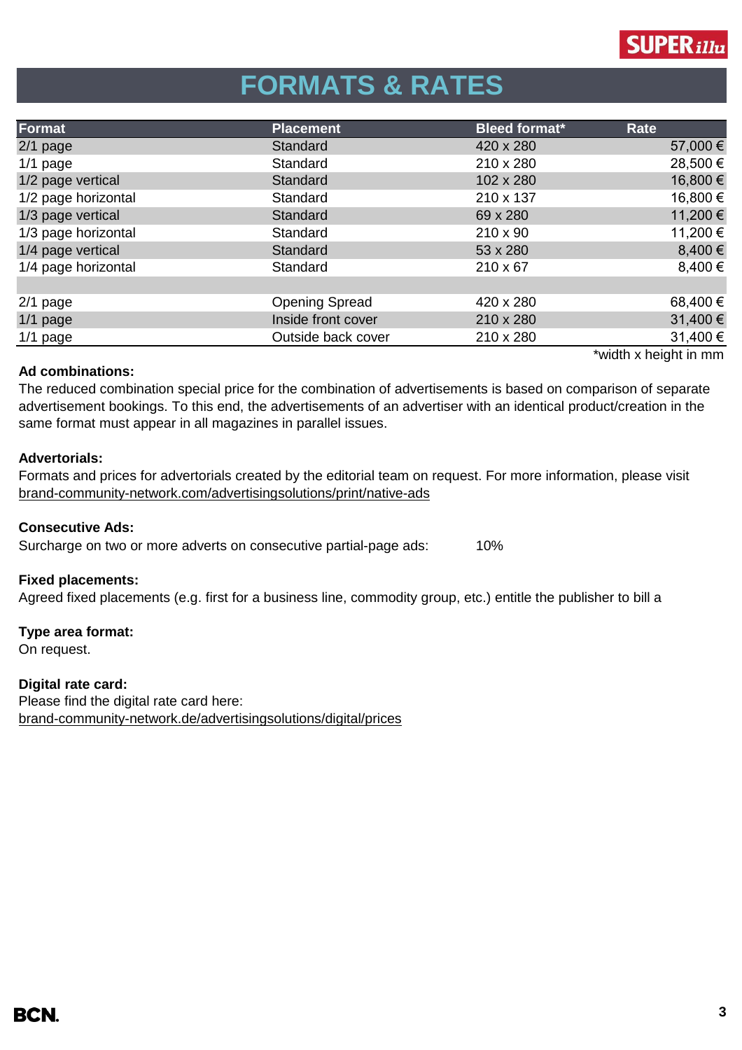# FORMATS & RATES

| Format | Placement | Bleed format* | Rate |
|---|---|---|---|
| 2/1 page | Standard | 420 x 280 | 57,000 € |
| 1/1 page | Standard | 210 x 280 | 28,500 € |
| 1/2 page vertical | Standard | 102 x 280 | 16,800 € |
| 1/2 page horizontal | Standard | 210 x 137 | 16,800 € |
| 1/3 page vertical | Standard | 69 x 280 | 11,200 € |
| 1/3 page horizontal | Standard | 210 x 90 | 11,200 € |
| 1/4 page vertical | Standard | 53 x 280 | 8,400 € |
| 1/4 page horizontal | Standard | 210 x 67 | 8,400 € |
| | | | |
| 2/1 page | Opening Spread | 420 x 280 | 68,400 € |
| 1/1 page | Inside front cover | 210 x 280 | 31,400 € |
| 1/1 page | Outside back cover | 210 x 280 | 31,400 € |

*width x height in mm

**Ad combinations:**
The reduced combination special price for the combination of advertisements is based on comparison of separate advertisement bookings. To this end, the advertisements of an advertiser with an identical product/creation in the same format must appear in all magazines in parallel issues.

**Advertorials:**
Formats and prices for advertorials created by the editorial team on request. For more information, please visit brand-community-network.com/advertisingsolutions/print/native-ads

**Consecutive Ads:**
Surcharge on two or more adverts on consecutive partial-page ads: 10%

**Fixed placements:**
Agreed fixed placements (e.g. first for a business line, commodity group, etc.) entitle the publisher to bill a

**Type area format:**
On request.

**Digital rate card:**
Please find the digital rate card here:
brand-community-network.de/advertisingsolutions/digital/prices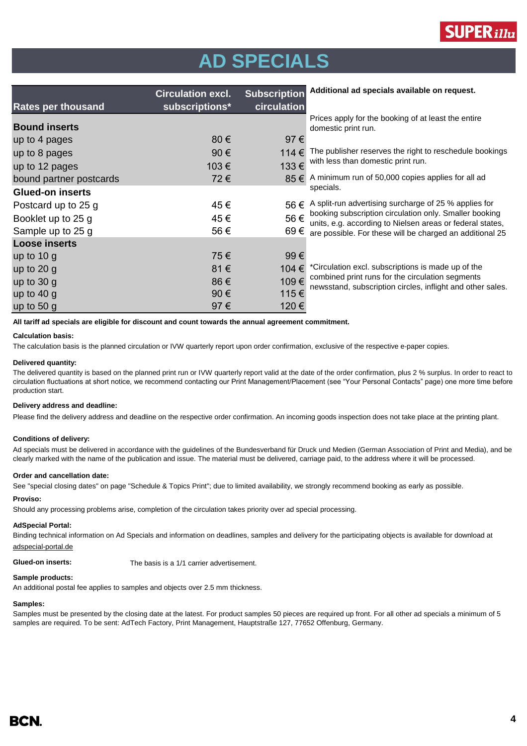# AD SPECIALS

| Rates per thousand | Circulation excl. subscriptions* | Subscription circulation |
|---|---|---|
| **Bound inserts** | | |
| up to 4 pages | 80 € | 97 € |
| up to 8 pages | 90 € | 114 € |
| up to 12 pages | 103 € | 133 € |
| bound partner postcards | 72 € | 85 € |
| **Glued-on inserts** | | |
| Postcard up to 25 g | 45 € | 56 € |
| Booklet up to 25 g | 45 € | 56 € |
| Sample up to 25 g | 56 € | 69 € |
| **Loose inserts** | | |
| up to 10 g | 75 € | 99 € |
| up to 20 g | 81 € | 104 € |
| up to 30 g | 86 € | 109 € |
| up to 40 g | 90 € | 115 € |
| up to 50 g | 97 € | 120 € |

**Additional ad specials available on request.**

Prices apply for the booking of at least the entire domestic print run.

The publisher reserves the right to reschedule bookings with less than domestic print run.

A minimum run of 50,000 copies applies for all ad specials.

A split-run advertising surcharge of 25 % applies for booking subscription circulation only. Smaller booking units, e.g. according to Nielsen areas or federal states, are possible. For these will be charged an additional 25

*Circulation excl. subscriptions is made up of the combined print runs for the circulation segments newsstand, subscription circles, inflight and other sales.

**All tariff ad specials are eligible for discount and count towards the annual agreement commitment.**

**Calculation basis:**

The calculation basis is the planned circulation or IVW quarterly report upon order confirmation, exclusive of the respective e-paper copies.

**Delivered quantity:**

The delivered quantity is based on the planned print run or IVW quarterly report valid at the date of the order confirmation, plus 2 % surplus. In order to react to circulation fluctuations at short notice, we recommend contacting our Print Management/Placement (see "Your Personal Contacts" page) one more time before production start.

**Delivery address and deadline:**

Please find the delivery address and deadline on the respective order confirmation. An incoming goods inspection does not take place at the printing plant.

**Conditions of delivery:**

Ad specials must be delivered in accordance with the guidelines of the Bundesverband für Druck und Medien (German Association of Print and Media), and be clearly marked with the name of the publication and issue. The material must be delivered, carriage paid, to the address where it will be processed.

**Order and cancellation date:**

See "special closing dates" on page "Schedule & Topics Print"; due to limited availability, we strongly recommend booking as early as possible.

**Proviso:**

Should any processing problems arise, completion of the circulation takes priority over ad special processing.

**AdSpecial Portal:**

Binding technical information on Ad Specials and information on deadlines, samples and delivery for the participating objects is available for download at adspecial-portal.de

**Glued-on inserts:** The basis is a 1/1 carrier advertisement.

**Sample products:**

An additional postal fee applies to samples and objects over 2.5 mm thickness.

**Samples:**

Samples must be presented by the closing date at the latest. For product samples 50 pieces are required up front. For all other ad specials a minimum of 5 samples are required. To be sent: AdTech Factory, Print Management, Hauptstraße 127, 77652 Offenburg, Germany.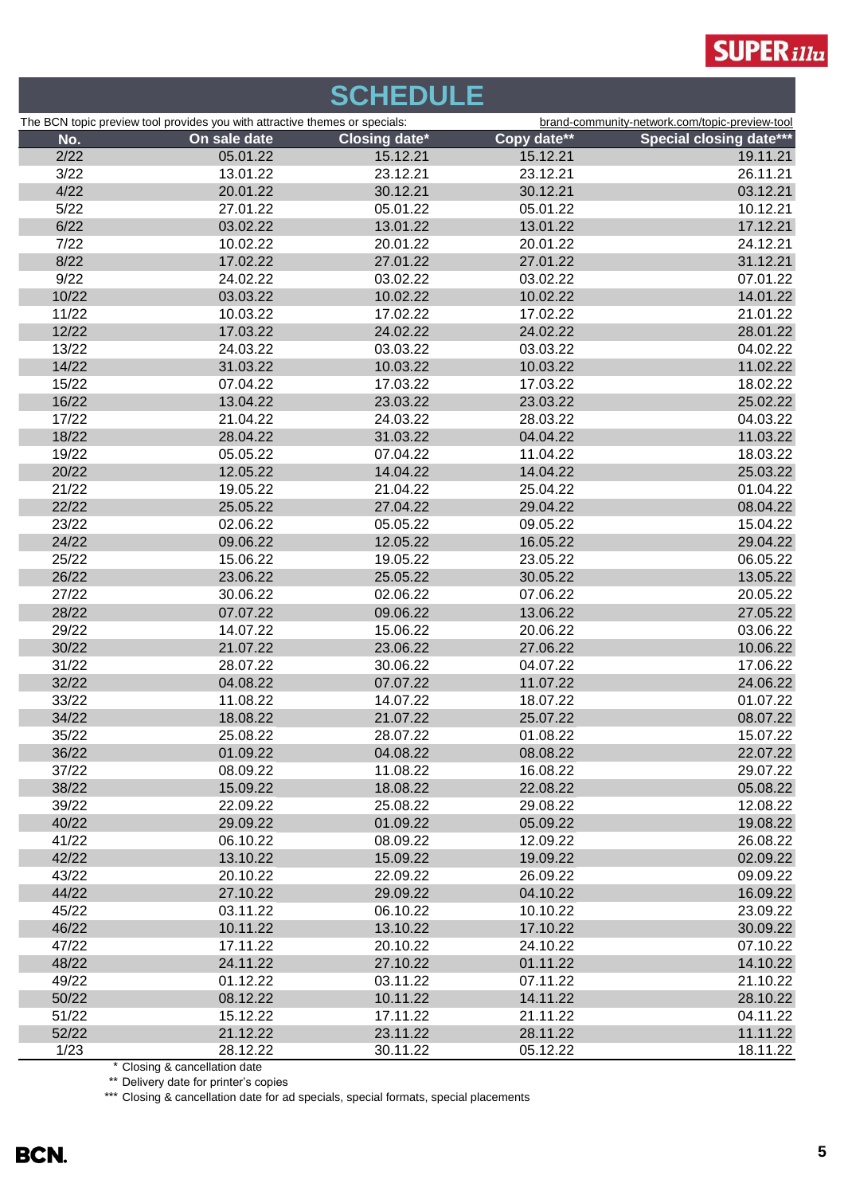# SCHEDULE

The BCN topic preview tool provides you with attractive themes or specials: brand-community-network.com/topic-preview-tool

| No. | On sale date | Closing date* | Copy date** | Special closing date*** |
|---|---|---|---|---|
| 2/22 | 05.01.22 | 15.12.21 | 15.12.21 | 19.11.21 |
| 3/22 | 13.01.22 | 23.12.21 | 23.12.21 | 26.11.21 |
| 4/22 | 20.01.22 | 30.12.21 | 30.12.21 | 03.12.21 |
| 5/22 | 27.01.22 | 05.01.22 | 05.01.22 | 10.12.21 |
| 6/22 | 03.02.22 | 13.01.22 | 13.01.22 | 17.12.21 |
| 7/22 | 10.02.22 | 20.01.22 | 20.01.22 | 24.12.21 |
| 8/22 | 17.02.22 | 27.01.22 | 27.01.22 | 31.12.21 |
| 9/22 | 24.02.22 | 03.02.22 | 03.02.22 | 07.01.22 |
| 10/22 | 03.03.22 | 10.02.22 | 10.02.22 | 14.01.22 |
| 11/22 | 10.03.22 | 17.02.22 | 17.02.22 | 21.01.22 |
| 12/22 | 17.03.22 | 24.02.22 | 24.02.22 | 28.01.22 |
| 13/22 | 24.03.22 | 03.03.22 | 03.03.22 | 04.02.22 |
| 14/22 | 31.03.22 | 10.03.22 | 10.03.22 | 11.02.22 |
| 15/22 | 07.04.22 | 17.03.22 | 17.03.22 | 18.02.22 |
| 16/22 | 13.04.22 | 23.03.22 | 23.03.22 | 25.02.22 |
| 17/22 | 21.04.22 | 24.03.22 | 28.03.22 | 04.03.22 |
| 18/22 | 28.04.22 | 31.03.22 | 04.04.22 | 11.03.22 |
| 19/22 | 05.05.22 | 07.04.22 | 11.04.22 | 18.03.22 |
| 20/22 | 12.05.22 | 14.04.22 | 14.04.22 | 25.03.22 |
| 21/22 | 19.05.22 | 21.04.22 | 25.04.22 | 01.04.22 |
| 22/22 | 25.05.22 | 27.04.22 | 29.04.22 | 08.04.22 |
| 23/22 | 02.06.22 | 05.05.22 | 09.05.22 | 15.04.22 |
| 24/22 | 09.06.22 | 12.05.22 | 16.05.22 | 29.04.22 |
| 25/22 | 15.06.22 | 19.05.22 | 23.05.22 | 06.05.22 |
| 26/22 | 23.06.22 | 25.05.22 | 30.05.22 | 13.05.22 |
| 27/22 | 30.06.22 | 02.06.22 | 07.06.22 | 20.05.22 |
| 28/22 | 07.07.22 | 09.06.22 | 13.06.22 | 27.05.22 |
| 29/22 | 14.07.22 | 15.06.22 | 20.06.22 | 03.06.22 |
| 30/22 | 21.07.22 | 23.06.22 | 27.06.22 | 10.06.22 |
| 31/22 | 28.07.22 | 30.06.22 | 04.07.22 | 17.06.22 |
| 32/22 | 04.08.22 | 07.07.22 | 11.07.22 | 24.06.22 |
| 33/22 | 11.08.22 | 14.07.22 | 18.07.22 | 01.07.22 |
| 34/22 | 18.08.22 | 21.07.22 | 25.07.22 | 08.07.22 |
| 35/22 | 25.08.22 | 28.07.22 | 01.08.22 | 15.07.22 |
| 36/22 | 01.09.22 | 04.08.22 | 08.08.22 | 22.07.22 |
| 37/22 | 08.09.22 | 11.08.22 | 16.08.22 | 29.07.22 |
| 38/22 | 15.09.22 | 18.08.22 | 22.08.22 | 05.08.22 |
| 39/22 | 22.09.22 | 25.08.22 | 29.08.22 | 12.08.22 |
| 40/22 | 29.09.22 | 01.09.22 | 05.09.22 | 19.08.22 |
| 41/22 | 06.10.22 | 08.09.22 | 12.09.22 | 26.08.22 |
| 42/22 | 13.10.22 | 15.09.22 | 19.09.22 | 02.09.22 |
| 43/22 | 20.10.22 | 22.09.22 | 26.09.22 | 09.09.22 |
| 44/22 | 27.10.22 | 29.09.22 | 04.10.22 | 16.09.22 |
| 45/22 | 03.11.22 | 06.10.22 | 10.10.22 | 23.09.22 |
| 46/22 | 10.11.22 | 13.10.22 | 17.10.22 | 30.09.22 |
| 47/22 | 17.11.22 | 20.10.22 | 24.10.22 | 07.10.22 |
| 48/22 | 24.11.22 | 27.10.22 | 01.11.22 | 14.10.22 |
| 49/22 | 01.12.22 | 03.11.22 | 07.11.22 | 21.10.22 |
| 50/22 | 08.12.22 | 10.11.22 | 14.11.22 | 28.10.22 |
| 51/22 | 15.12.22 | 17.11.22 | 21.11.22 | 04.11.22 |
| 52/22 | 21.12.22 | 23.11.22 | 28.11.22 | 11.11.22 |
| 1/23 | 28.12.22 | 30.11.22 | 05.12.22 | 18.11.22 |

\* Closing & cancellation date

** Delivery date for printer's copies

*** Closing & cancellation date for ad specials, special formats, special placements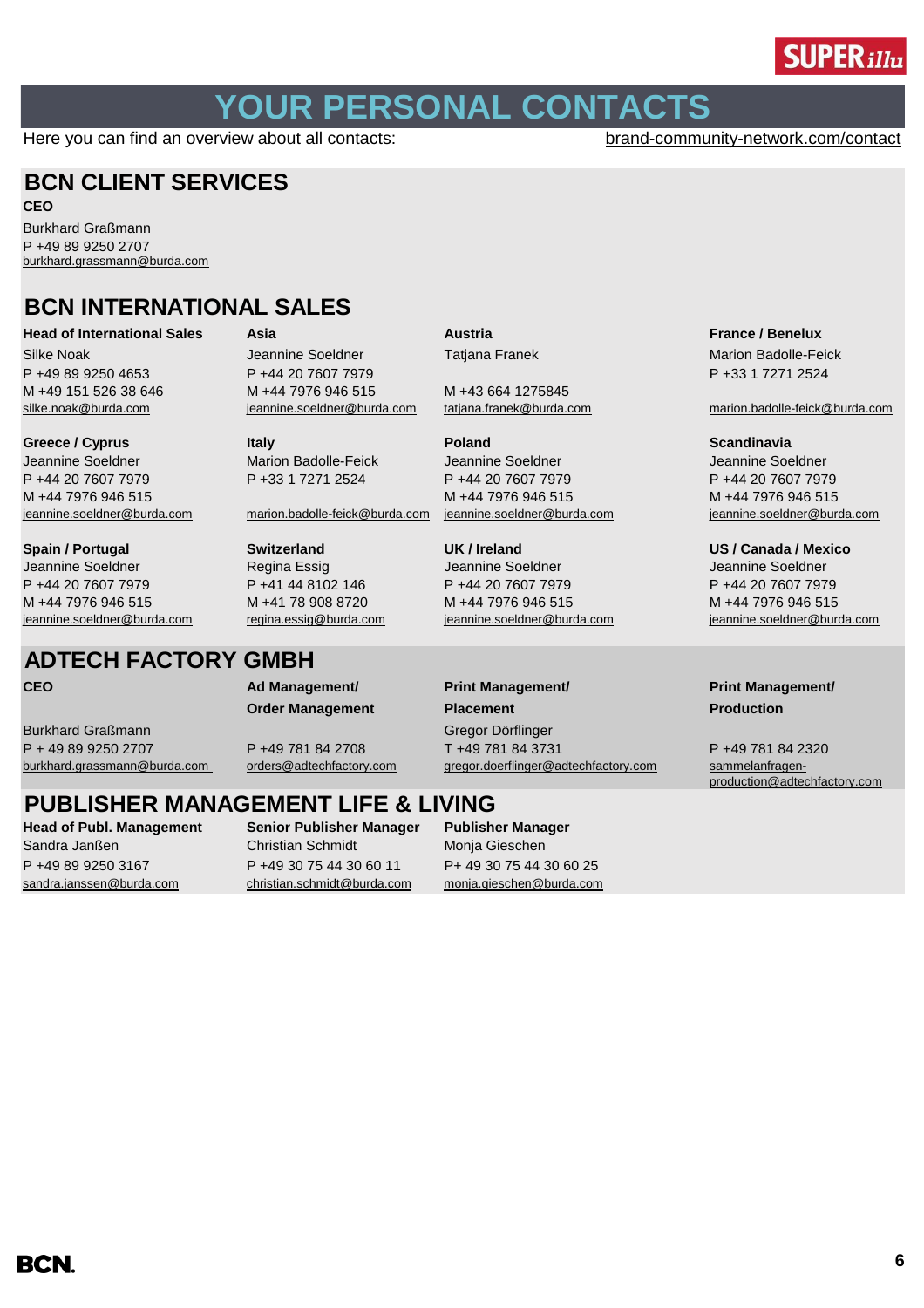# YOUR PERSONAL CONTACTS

Here you can find an overview about all contacts: brand-community-network.com/contact

## BCN CLIENT SERVICES

**CEO**
Burkhard Graßmann
P +49 89 9250 2707
burkhard.grassmann@burda.com

## BCN INTERNATIONAL SALES

**Head of International Sales**
Silke Noak
P +49 89 9250 4653
M +49 151 526 38 646
silke.noak@burda.com

**Asia**
Jeannine Soeldner
P +44 20 7607 7979
M +44 7976 946 515
jeannine.soeldner@burda.com

**Austria**
Tatjana Franek
M +43 664 1275845
tatjana.franek@burda.com

**France / Benelux**
Marion Badolle-Feick
P +33 1 7271 2524
marion.badolle-feick@burda.com

**Greece / Cyprus**
Jeannine Soeldner
P +44 20 7607 7979
M +44 7976 946 515
jeannine.soeldner@burda.com

**Italy**
Marion Badolle-Feick
P +33 1 7271 2524
marion.badolle-feick@burda.com

**Poland**
Jeannine Soeldner
P +44 20 7607 7979
M +44 7976 946 515
jeannine.soeldner@burda.com

**Scandinavia**
Jeannine Soeldner
P +44 20 7607 7979
M +44 7976 946 515
jeannine.soeldner@burda.com

**Spain / Portugal**
Jeannine Soeldner
P +44 20 7607 7979
M +44 7976 946 515
jeannine.soeldner@burda.com

**Switzerland**
Regina Essig
P +41 44 8102 146
M +41 78 908 8720
regina.essig@burda.com

**UK / Ireland**
Jeannine Soeldner
P +44 20 7607 7979
M +44 7976 946 515
jeannine.soeldner@burda.com

**US / Canada / Mexico**
Jeannine Soeldner
P +44 20 7607 7979
M +44 7976 946 515
jeannine.soeldner@burda.com

## ADTECH FACTORY GMBH

**CEO**
Burkhard Graßmann
P + 49 89 9250 2707
burkhard.grassmann@burda.com

**Ad Management/ Order Management**
P +49 781 84 2708
orders@adtechfactory.com

**Print Management/ Placement**
Gregor Dörflinger
T +49 781 84 3731
gregor.doerflinger@adtechfactory.com

**Print Management/ Production**
P +49 781 84 2320
sammelanfragen-production@adtechfactory.com

## PUBLISHER MANAGEMENT LIFE & LIVING

**Head of Publ. Management**
Sandra Janßen
P +49 89 9250 3167
sandra.janssen@burda.com

**Senior Publisher Manager**
Christian Schmidt
P +49 30 75 44 30 60 11
christian.schmidt@burda.com

**Publisher Manager**
Monja Gieschen
P+ 49 30 75 44 30 60 25
monja.gieschen@burda.com